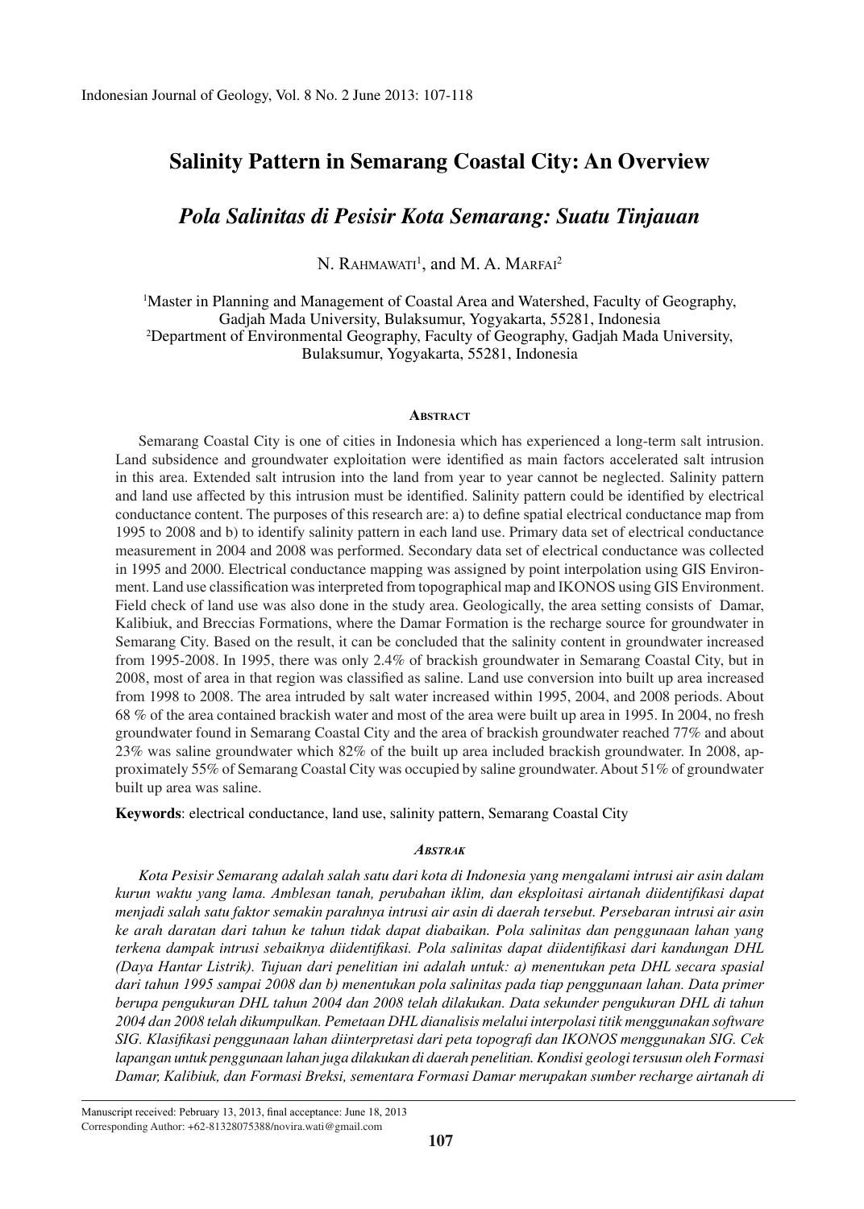# Salinity Pattern in Semarang Coastal City: An Overview

## *Pola Salinitas di Pesisir Kota Semarang: Suatu Tinjauan*

N. Rahmawati[1], and M. A. Marfai[2]

[1]Master in Planning and Management of Coastal Area and Watershed, Faculty of Geography, Gadjah Mada University, Bulaksumur, Yogyakarta, 55281, Indonesia
[2]Department of Environmental Geography, Faculty of Geography, Gadjah Mada University, Bulaksumur, Yogyakarta, 55281, Indonesia

### Abstract

Semarang Coastal City is one of cities in Indonesia which has experienced a long-term salt intrusion. Land subsidence and groundwater exploitation were identified as main factors accelerated salt intrusion in this area. Extended salt intrusion into the land from year to year cannot be neglected. Salinity pattern and land use affected by this intrusion must be identified. Salinity pattern could be identified by electrical conductance content. The purposes of this research are: a) to define spatial electrical conductance map from 1995 to 2008 and b) to identify salinity pattern in each land use. Primary data set of electrical conductance measurement in 2004 and 2008 was performed. Secondary data set of electrical conductance was collected in 1995 and 2000. Electrical conductance mapping was assigned by point interpolation using GIS Environment. Land use classification was interpreted from topographical map and IKONOS using GIS Environment. Field check of land use was also done in the study area. Geologically, the area setting consists of Damar, Kalibiuk, and Breccias Formations, where the Damar Formation is the recharge source for groundwater in Semarang City. Based on the result, it can be concluded that the salinity content in groundwater increased from 1995-2008. In 1995, there was only 2.4% of brackish groundwater in Semarang Coastal City, but in 2008, most of area in that region was classified as saline. Land use conversion into built up area increased from 1998 to 2008. The area intruded by salt water increased within 1995, 2004, and 2008 periods. About 68 % of the area contained brackish water and most of the area were built up area in 1995. In 2004, no fresh groundwater found in Semarang Coastal City and the area of brackish groundwater reached 77% and about 23% was saline groundwater which 82% of the built up area included brackish groundwater. In 2008, approximately 55% of Semarang Coastal City was occupied by saline groundwater. About 51% of groundwater built up area was saline.

**Keywords**: electrical conductance, land use, salinity pattern, Semarang Coastal City

### *Abstrak*

*Kota Pesisir Semarang adalah salah satu dari kota di Indonesia yang mengalami intrusi air asin dalam kurun waktu yang lama. Amblesan tanah, perubahan iklim, dan eksploitasi airtanah diidentifikasi dapat menjadi salah satu faktor semakin parahnya intrusi air asin di daerah tersebut. Persebaran intrusi air asin ke arah daratan dari tahun ke tahun tidak dapat diabaikan. Pola salinitas dan penggunaan lahan yang terkena dampak intrusi sebaiknya diidentifikasi. Pola salinitas dapat diidentifikasi dari kandungan DHL (Daya Hantar Listrik). Tujuan dari penelitian ini adalah untuk: a) menentukan peta DHL secara spasial dari tahun 1995 sampai 2008 dan b) menentukan pola salinitas pada tiap penggunaan lahan. Data primer berupa pengukuran DHL tahun 2004 dan 2008 telah dilakukan. Data sekunder pengukuran DHL di tahun 2004 dan 2008 telah dikumpulkan. Pemetaan DHL dianalisis melalui interpolasi titik menggunakan software SIG. Klasifikasi penggunaan lahan diinterpretasi dari peta topografi dan IKONOS menggunakan SIG. Cek lapangan untuk penggunaan lahan juga dilakukan di daerah penelitian. Kondisi geologi tersusun oleh Formasi Damar, Kalibiuk, dan Formasi Breksi, sementara Formasi Damar merupakan sumber recharge airtanah di*

---

Manuscript received: Pebruary 13, 2013, final acceptance: June 18, 2013
Corresponding Author: +62-81328075388/novira.wati@gmail.com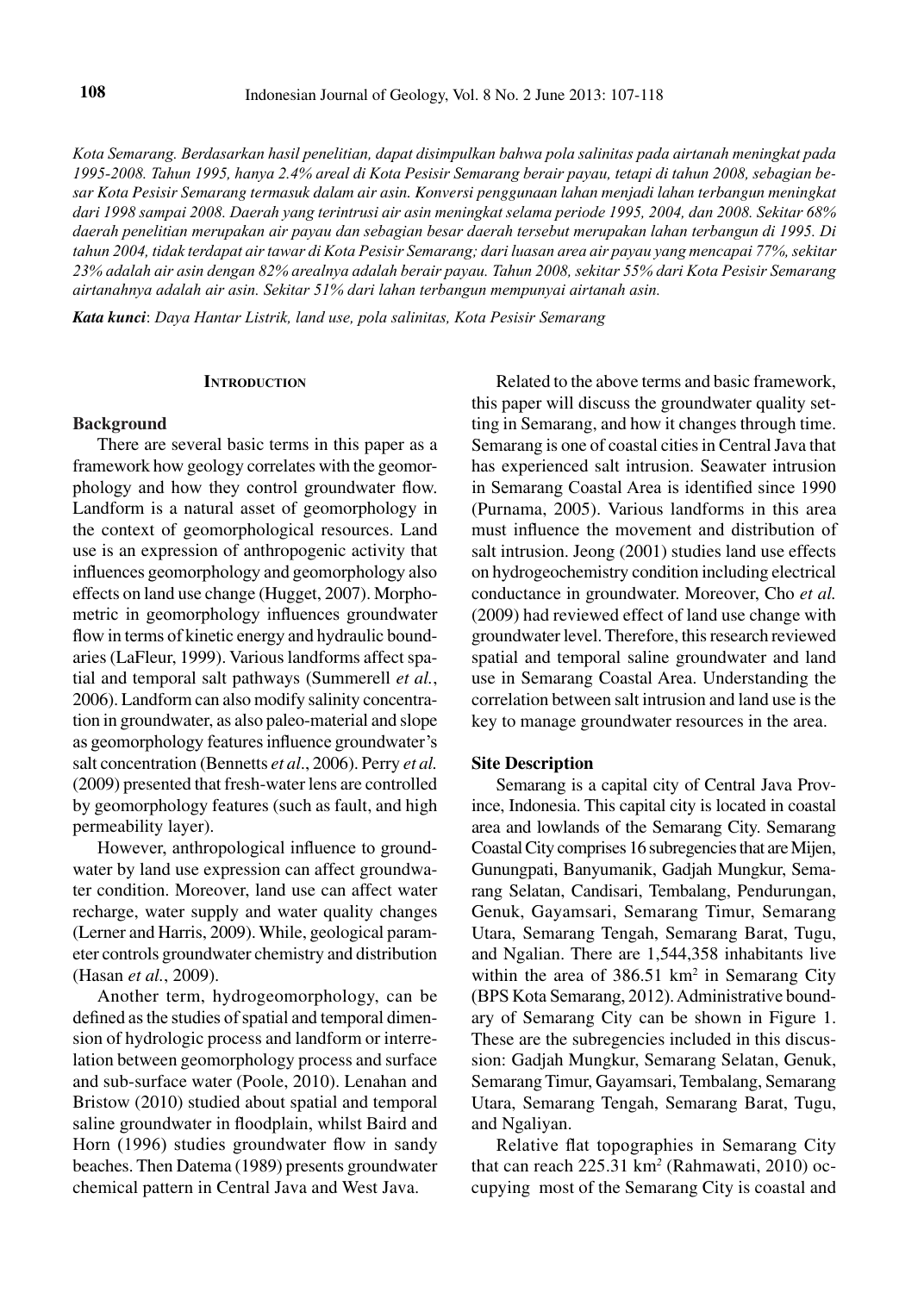*Kota Semarang. Berdasarkan hasil penelitian, dapat disimpulkan bahwa pola salinitas pada airtanah meningkat pada 1995-2008. Tahun 1995, hanya 2.4% areal di Kota Pesisir Semarang berair payau, tetapi di tahun 2008, sebagian besar Kota Pesisir Semarang termasuk dalam air asin. Konversi penggunaan lahan menjadi lahan terbangun meningkat dari 1998 sampai 2008. Daerah yang terintrusi air asin meningkat selama periode 1995, 2004, dan 2008. Sekitar 68% daerah penelitian merupakan air payau dan sebagian besar daerah tersebut merupakan lahan terbangun di 1995. Di tahun 2004, tidak terdapat air tawar di Kota Pesisir Semarang; dari luasan area air payau yang mencapai 77%, sekitar 23% adalah air asin dengan 82% arealnya adalah berair payau. Tahun 2008, sekitar 55% dari Kota Pesisir Semarang airtanahnya adalah air asin. Sekitar 51% dari lahan terbangun mempunyai airtanah asin.*

***Kata kunci***: *Daya Hantar Listrik, land use, pola salinitas, Kota Pesisir Semarang*

## Introduction

### Background

There are several basic terms in this paper as a framework how geology correlates with the geomorphology and how they control groundwater flow. Landform is a natural asset of geomorphology in the context of geomorphological resources. Land use is an expression of anthropogenic activity that influences geomorphology and geomorphology also effects on land use change (Hugget, 2007). Morphometric in geomorphology influences groundwater flow in terms of kinetic energy and hydraulic boundaries (LaFleur, 1999). Various landforms affect spatial and temporal salt pathways (Summerell *et al.*, 2006). Landform can also modify salinity concentration in groundwater, as also paleo-material and slope as geomorphology features influence groundwater's salt concentration (Bennetts *et al*., 2006). Perry *et al.* (2009) presented that fresh-water lens are controlled by geomorphology features (such as fault, and high permeability layer).

However, anthropological influence to groundwater by land use expression can affect groundwater condition. Moreover, land use can affect water recharge, water supply and water quality changes (Lerner and Harris, 2009). While, geological parameter controls groundwater chemistry and distribution (Hasan *et al.*, 2009).

Another term, hydrogeomorphology, can be defined as the studies of spatial and temporal dimension of hydrologic process and landform or interrelation between geomorphology process and surface and sub-surface water (Poole, 2010). Lenahan and Bristow (2010) studied about spatial and temporal saline groundwater in floodplain, whilst Baird and Horn (1996) studies groundwater flow in sandy beaches. Then Datema (1989) presents groundwater chemical pattern in Central Java and West Java.

Related to the above terms and basic framework, this paper will discuss the groundwater quality setting in Semarang, and how it changes through time. Semarang is one of coastal cities in Central Java that has experienced salt intrusion. Seawater intrusion in Semarang Coastal Area is identified since 1990 (Purnama, 2005). Various landforms in this area must influence the movement and distribution of salt intrusion. Jeong (2001) studies land use effects on hydrogeochemistry condition including electrical conductance in groundwater. Moreover, Cho *et al.* (2009) had reviewed effect of land use change with groundwater level. Therefore, this research reviewed spatial and temporal saline groundwater and land use in Semarang Coastal Area. Understanding the correlation between salt intrusion and land use is the key to manage groundwater resources in the area.

### Site Description

Semarang is a capital city of Central Java Province, Indonesia. This capital city is located in coastal area and lowlands of the Semarang City. Semarang Coastal City comprises 16 subregencies that are Mijen, Gunungpati, Banyumanik, Gadjah Mungkur, Semarang Selatan, Candisari, Tembalang, Pendurungan, Genuk, Gayamsari, Semarang Timur, Semarang Utara, Semarang Tengah, Semarang Barat, Tugu, and Ngalian. There are 1,544,358 inhabitants live within the area of 386.51 km$^2$ in Semarang City (BPS Kota Semarang, 2012). Administrative boundary of Semarang City can be shown in Figure 1. These are the subregencies included in this discussion: Gadjah Mungkur, Semarang Selatan, Genuk, Semarang Timur, Gayamsari, Tembalang, Semarang Utara, Semarang Tengah, Semarang Barat, Tugu, and Ngaliyan.

Relative flat topographies in Semarang City that can reach 225.31 km$^2$ (Rahmawati, 2010) occupying most of the Semarang City is coastal and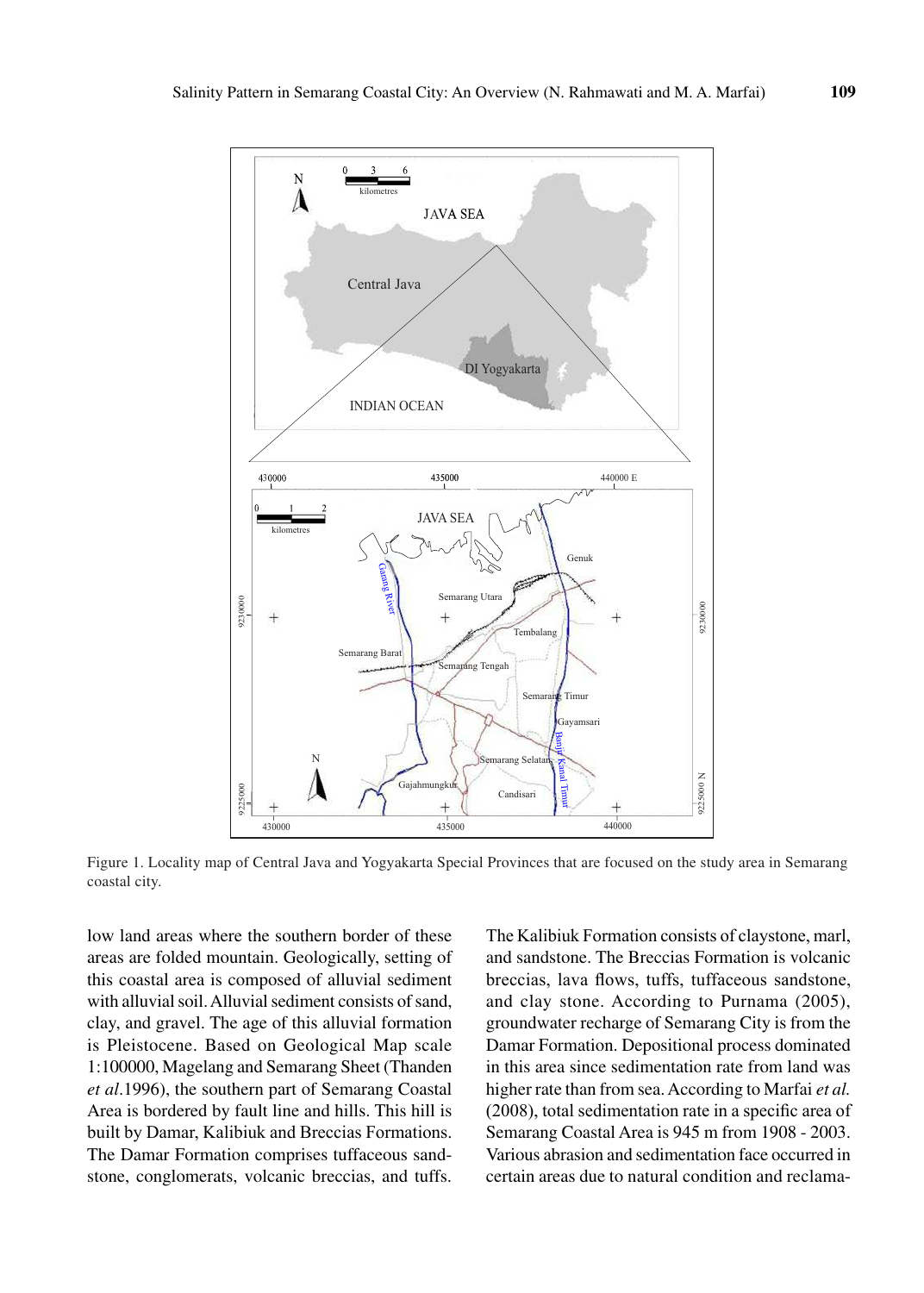Figure 1. Locality map of Central Java and Yogyakarta Special Provinces that are focused on the study area in Semarang coastal city.

low land areas where the southern border of these areas are folded mountain. Geologically, setting of this coastal area is composed of alluvial sediment with alluvial soil. Alluvial sediment consists of sand, clay, and gravel. The age of this alluvial formation is Pleistocene. Based on Geological Map scale 1:100000, Magelang and Semarang Sheet (Thanden *et al*.1996), the southern part of Semarang Coastal Area is bordered by fault line and hills. This hill is built by Damar, Kalibiuk and Breccias Formations. The Damar Formation comprises tuffaceous sandstone, conglomerats, volcanic breccias, and tuffs. The Kalibiuk Formation consists of claystone, marl, and sandstone. The Breccias Formation is volcanic breccias, lava flows, tuffs, tuffaceous sandstone, and clay stone. According to Purnama (2005), groundwater recharge of Semarang City is from the Damar Formation. Depositional process dominated in this area since sedimentation rate from land was higher rate than from sea. According to Marfai *et al.* (2008), total sedimentation rate in a specific area of Semarang Coastal Area is 945 m from 1908 - 2003. Various abrasion and sedimentation face occurred in certain areas due to natural condition and reclama-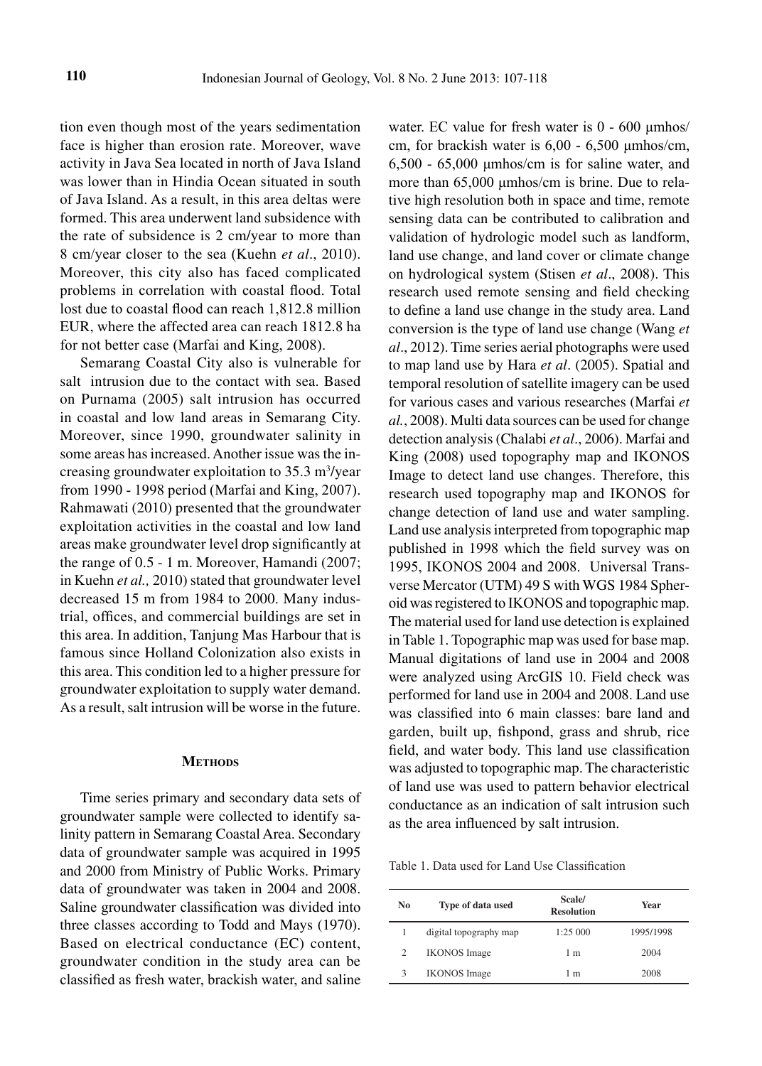tion even though most of the years sedimentation face is higher than erosion rate. Moreover, wave activity in Java Sea located in north of Java Island was lower than in Hindia Ocean situated in south of Java Island. As a result, in this area deltas were formed. This area underwent land subsidence with the rate of subsidence is 2 cm/year to more than 8 cm/year closer to the sea (Kuehn *et al*., 2010). Moreover, this city also has faced complicated problems in correlation with coastal flood. Total lost due to coastal flood can reach 1,812.8 million EUR, where the affected area can reach 1812.8 ha for not better case (Marfai and King, 2008).

Semarang Coastal City also is vulnerable for salt intrusion due to the contact with sea. Based on Purnama (2005) salt intrusion has occurred in coastal and low land areas in Semarang City. Moreover, since 1990, groundwater salinity in some areas has increased. Another issue was the increasing groundwater exploitation to 35.3 $m^3$/year from 1990 - 1998 period (Marfai and King, 2007). Rahmawati (2010) presented that the groundwater exploitation activities in the coastal and low land areas make groundwater level drop significantly at the range of 0.5 - 1 m. Moreover, Hamandi (2007; in Kuehn *et al.,* 2010) stated that groundwater level decreased 15 m from 1984 to 2000. Many industrial, offices, and commercial buildings are set in this area. In addition, Tanjung Mas Harbour that is famous since Holland Colonization also exists in this area. This condition led to a higher pressure for groundwater exploitation to supply water demand. As a result, salt intrusion will be worse in the future.

## Methods

Time series primary and secondary data sets of groundwater sample were collected to identify salinity pattern in Semarang Coastal Area. Secondary data of groundwater sample was acquired in 1995 and 2000 from Ministry of Public Works. Primary data of groundwater was taken in 2004 and 2008. Saline groundwater classification was divided into three classes according to Todd and Mays (1970). Based on electrical conductance (EC) content, groundwater condition in the study area can be classified as fresh water, brackish water, and saline water. EC value for fresh water is 0 - 600 μmhos/cm, for brackish water is 6,00 - 6,500 μmhos/cm, 6,500 - 65,000 μmhos/cm is for saline water, and more than 65,000 μmhos/cm is brine. Due to relative high resolution both in space and time, remote sensing data can be contributed to calibration and validation of hydrologic model such as landform, land use change, and land cover or climate change on hydrological system (Stisen *et al*., 2008). This research used remote sensing and field checking to define a land use change in the study area. Land conversion is the type of land use change (Wang *et al*., 2012). Time series aerial photographs were used to map land use by Hara *et al*. (2005). Spatial and temporal resolution of satellite imagery can be used for various cases and various researches (Marfai *et al.*, 2008). Multi data sources can be used for change detection analysis (Chalabi *et al*., 2006). Marfai and King (2008) used topography map and IKONOS Image to detect land use changes. Therefore, this research used topography map and IKONOS for change detection of land use and water sampling. Land use analysis interpreted from topographic map published in 1998 which the field survey was on 1995, IKONOS 2004 and 2008. Universal Transverse Mercator (UTM) 49 S with WGS 1984 Spheroid was registered to IKONOS and topographic map. The material used for land use detection is explained in Table 1. Topographic map was used for base map. Manual digitations of land use in 2004 and 2008 were analyzed using ArcGIS 10. Field check was performed for land use in 2004 and 2008. Land use was classified into 6 main classes: bare land and garden, built up, fishpond, grass and shrub, rice field, and water body. This land use classification was adjusted to topographic map. The characteristic of land use was used to pattern behavior electrical conductance as an indication of salt intrusion such as the area influenced by salt intrusion.

Table 1. Data used for Land Use Classification

| No | Type of data used | Scale/ Resolution | Year |
|---|---|---|---|
| 1 | digital topography map | 1:25 000 | 1995/1998 |
| 2 | IKONOS Image | 1 m | 2004 |
| 3 | IKONOS Image | 1 m | 2008 |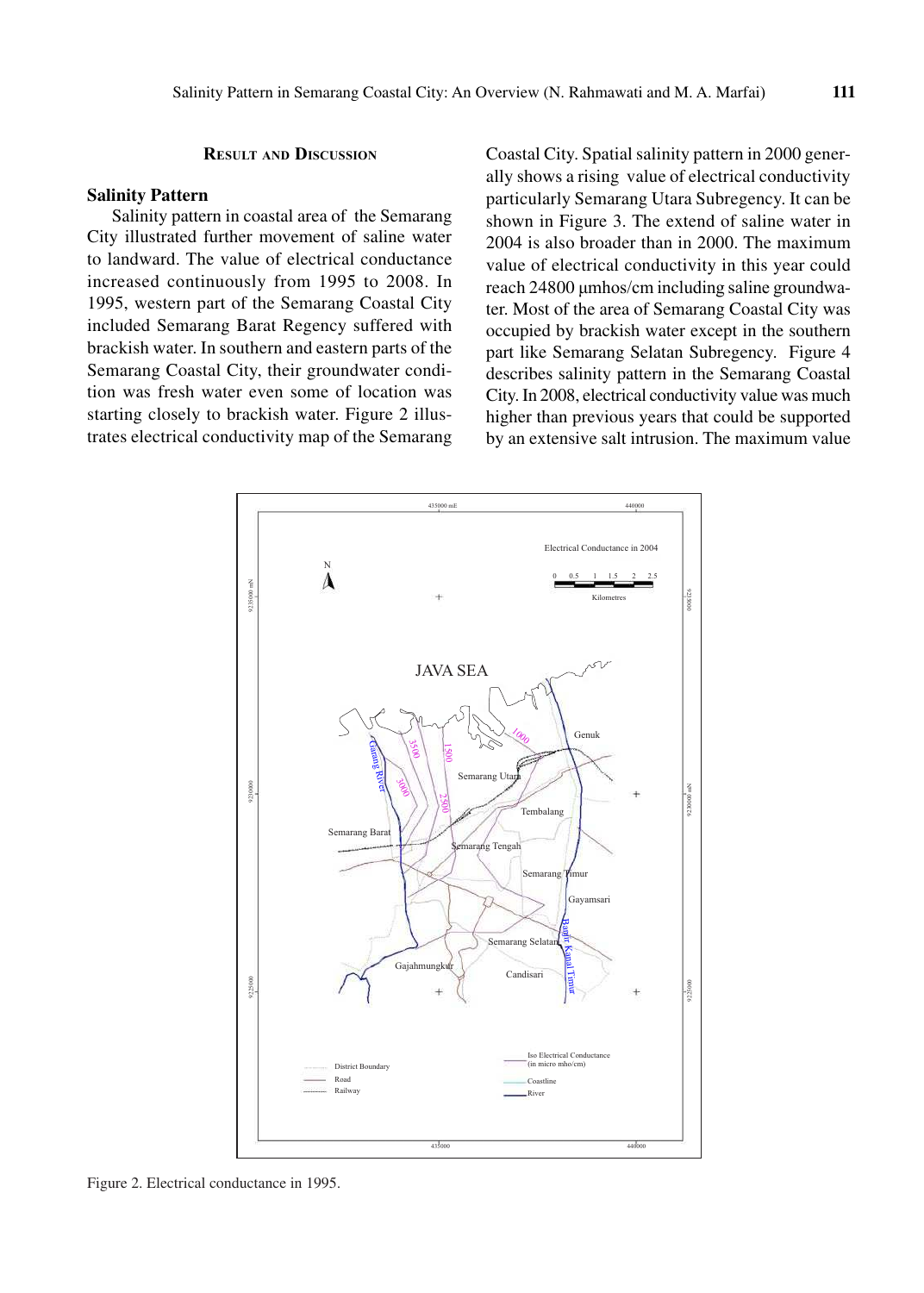## Result and Discussion

### Salinity Pattern

Salinity pattern in coastal area of the Semarang City illustrated further movement of saline water to landward. The value of electrical conductance increased continuously from 1995 to 2008. In 1995, western part of the Semarang Coastal City included Semarang Barat Regency suffered with brackish water. In southern and eastern parts of the Semarang Coastal City, their groundwater condition was fresh water even some of location was starting closely to brackish water. Figure 2 illustrates electrical conductivity map of the Semarang Coastal City. Spatial salinity pattern in 2000 generally shows a rising value of electrical conductivity particularly Semarang Utara Subregency. It can be shown in Figure 3. The extend of saline water in 2004 is also broader than in 2000. The maximum value of electrical conductivity in this year could reach 24800 μmhos/cm including saline groundwater. Most of the area of Semarang Coastal City was occupied by brackish water except in the southern part like Semarang Selatan Subregency. Figure 4 describes salinity pattern in the Semarang Coastal City. In 2008, electrical conductivity value was much higher than previous years that could be supported by an extensive salt intrusion. The maximum value

Figure 2. Electrical conductance in 1995.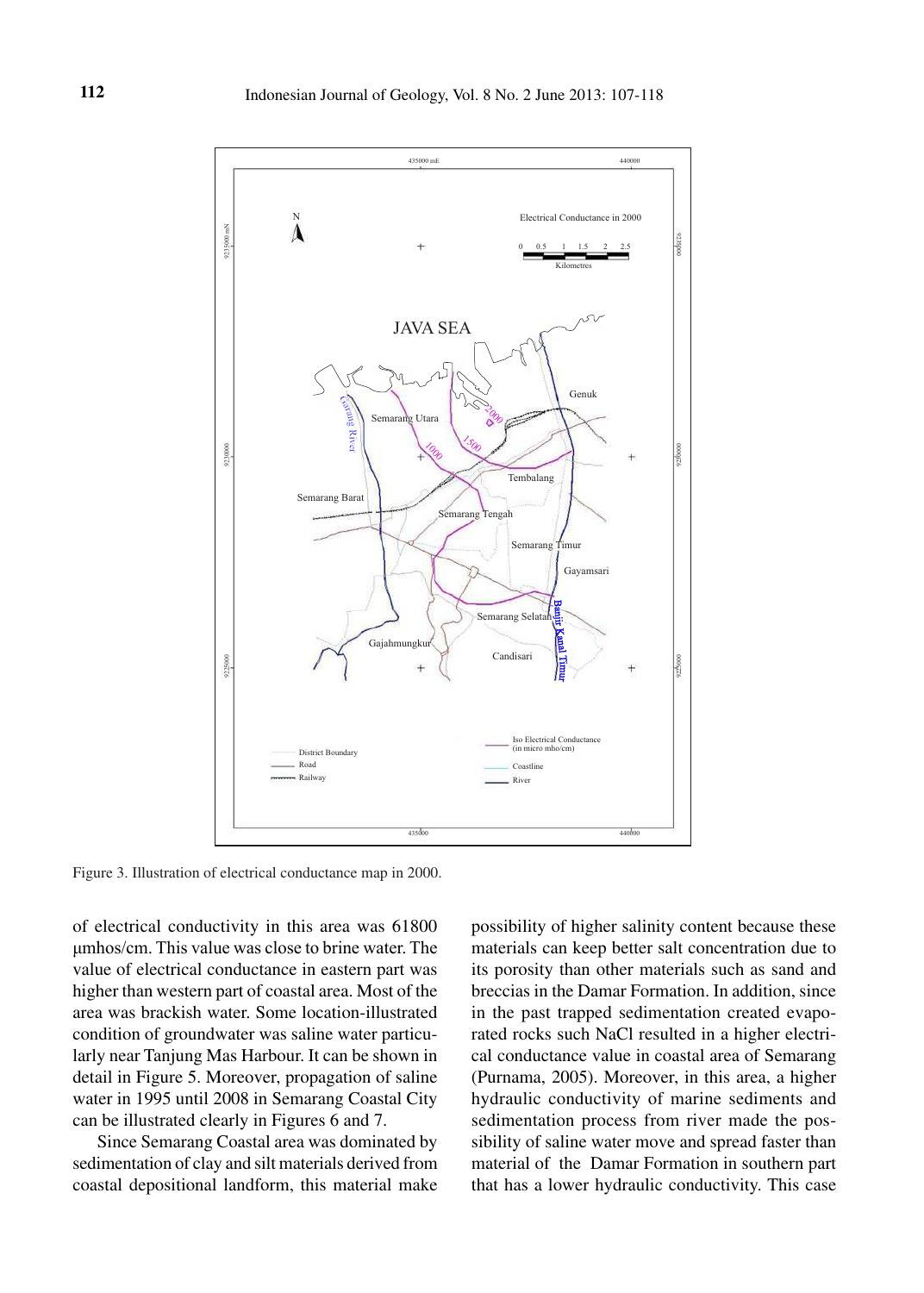Figure 3. Illustration of electrical conductance map in 2000.

of electrical conductivity in this area was 61800 μmhos/cm. This value was close to brine water. The value of electrical conductance in eastern part was higher than western part of coastal area. Most of the area was brackish water. Some location-illustrated condition of groundwater was saline water particularly near Tanjung Mas Harbour. It can be shown in detail in Figure 5. Moreover, propagation of saline water in 1995 until 2008 in Semarang Coastal City can be illustrated clearly in Figures 6 and 7.

Since Semarang Coastal area was dominated by sedimentation of clay and silt materials derived from coastal depositional landform, this material make possibility of higher salinity content because these materials can keep better salt concentration due to its porosity than other materials such as sand and breccias in the Damar Formation. In addition, since in the past trapped sedimentation created evaporated rocks such NaCl resulted in a higher electrical conductance value in coastal area of Semarang (Purnama, 2005). Moreover, in this area, a higher hydraulic conductivity of marine sediments and sedimentation process from river made the possibility of saline water move and spread faster than material of the Damar Formation in southern part that has a lower hydraulic conductivity. This case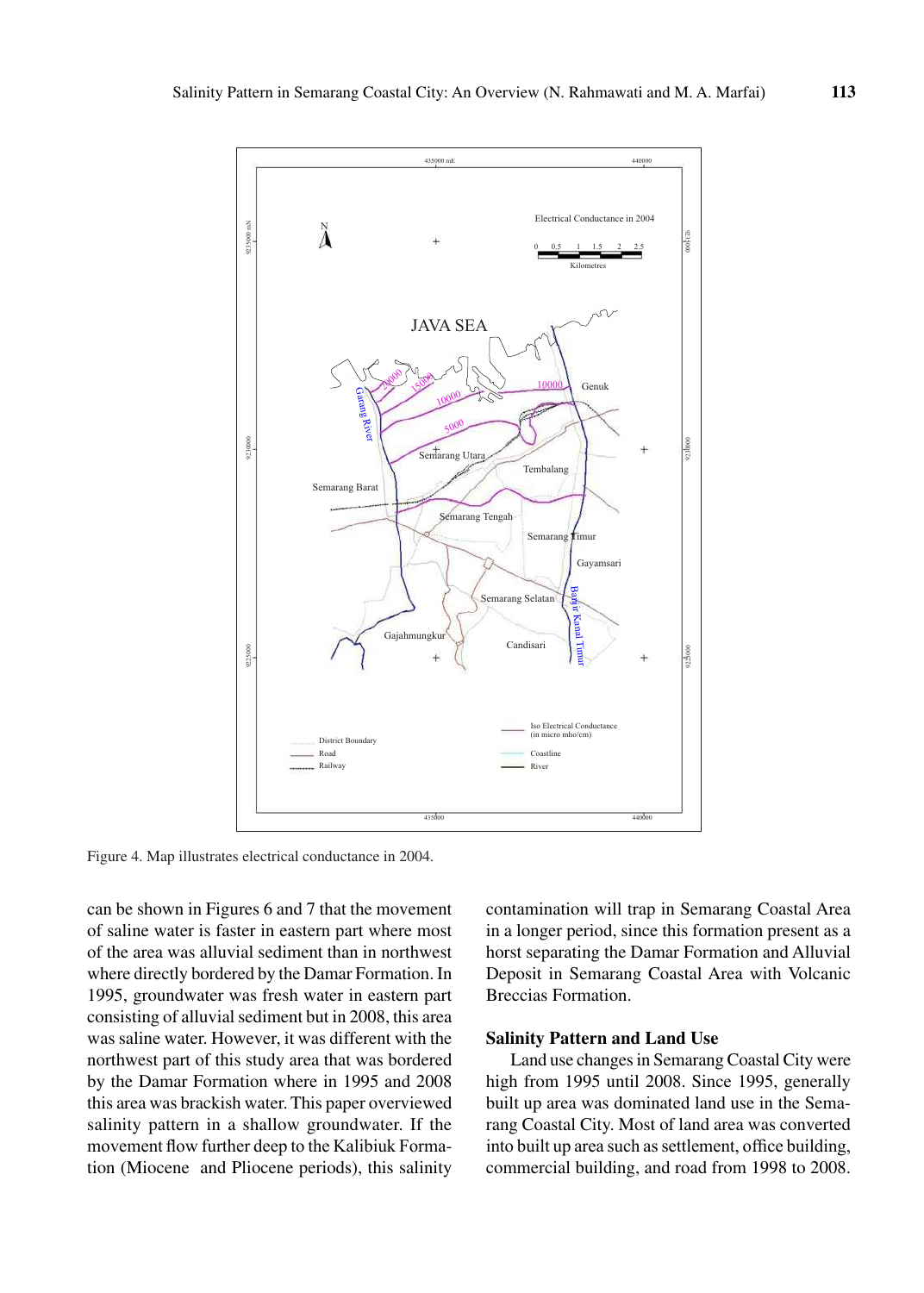Figure 4. Map illustrates electrical conductance in 2004.

can be shown in Figures 6 and 7 that the movement of saline water is faster in eastern part where most of the area was alluvial sediment than in northwest where directly bordered by the Damar Formation. In 1995, groundwater was fresh water in eastern part consisting of alluvial sediment but in 2008, this area was saline water. However, it was different with the northwest part of this study area that was bordered by the Damar Formation where in 1995 and 2008 this area was brackish water. This paper overviewed salinity pattern in a shallow groundwater. If the movement flow further deep to the Kalibiuk Formation (Miocene and Pliocene periods), this salinity contamination will trap in Semarang Coastal Area in a longer period, since this formation present as a horst separating the Damar Formation and Alluvial Deposit in Semarang Coastal Area with Volcanic Breccias Formation.

## Salinity Pattern and Land Use

Land use changes in Semarang Coastal City were high from 1995 until 2008. Since 1995, generally built up area was dominated land use in the Semarang Coastal City. Most of land area was converted into built up area such as settlement, office building, commercial building, and road from 1998 to 2008.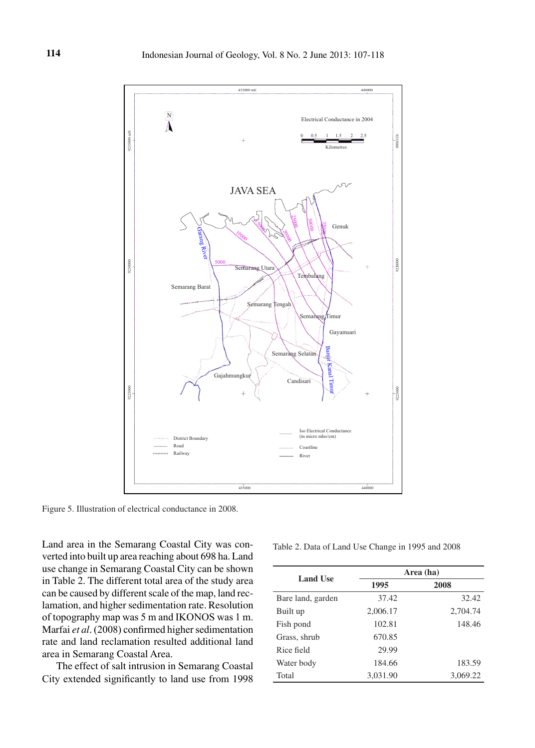Figure 5. Illustration of electrical conductance in 2008.

Land area in the Semarang Coastal City was converted into built up area reaching about 698 ha. Land use change in Semarang Coastal City can be shown in Table 2. The different total area of the study area can be caused by different scale of the map, land reclamation, and higher sedimentation rate. Resolution of topography map was 5 m and IKONOS was 1 m. Marfai *et al*. (2008) confirmed higher sedimentation rate and land reclamation resulted additional land area in Semarang Coastal Area.

The effect of salt intrusion in Semarang Coastal City extended significantly to land use from 1998

Table 2. Data of Land Use Change in 1995 and 2008

| Land Use | Area (ha) | |
|---|---|---|
| | 1995 | 2008 |
| Bare land, garden | 37.42 | 32.42 |
| Built up | 2,006.17 | 2,704.74 |
| Fish pond | 102.81 | 148.46 |
| Grass, shrub | 670.85 | |
| Rice field | 29.99 | |
| Water body | 184.66 | 183.59 |
| Total | 3,031.90 | 3,069.22 |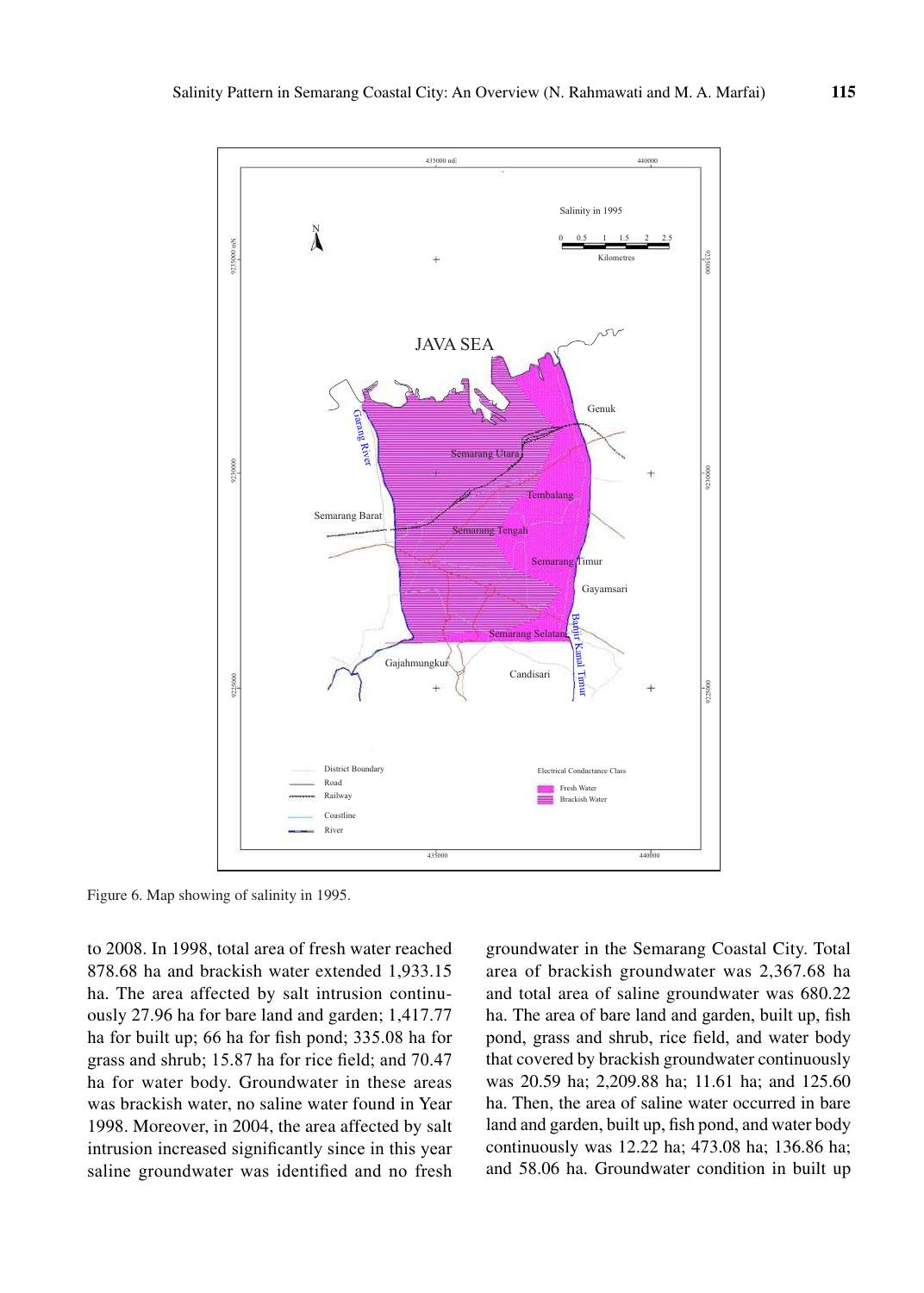Figure 6. Map showing of salinity in 1995.

to 2008. In 1998, total area of fresh water reached 878.68 ha and brackish water extended 1,933.15 ha. The area affected by salt intrusion continuously 27.96 ha for bare land and garden; 1,417.77 ha for built up; 66 ha for fish pond; 335.08 ha for grass and shrub; 15.87 ha for rice field; and 70.47 ha for water body. Groundwater in these areas was brackish water, no saline water found in Year 1998. Moreover, in 2004, the area affected by salt intrusion increased significantly since in this year saline groundwater was identified and no fresh groundwater in the Semarang Coastal City. Total area of brackish groundwater was 2,367.68 ha and total area of saline groundwater was 680.22 ha. The area of bare land and garden, built up, fish pond, grass and shrub, rice field, and water body that covered by brackish groundwater continuously was 20.59 ha; 2,209.88 ha; 11.61 ha; and 125.60 ha. Then, the area of saline water occurred in bare land and garden, built up, fish pond, and water body continuously was 12.22 ha; 473.08 ha; 136.86 ha; and 58.06 ha. Groundwater condition in built up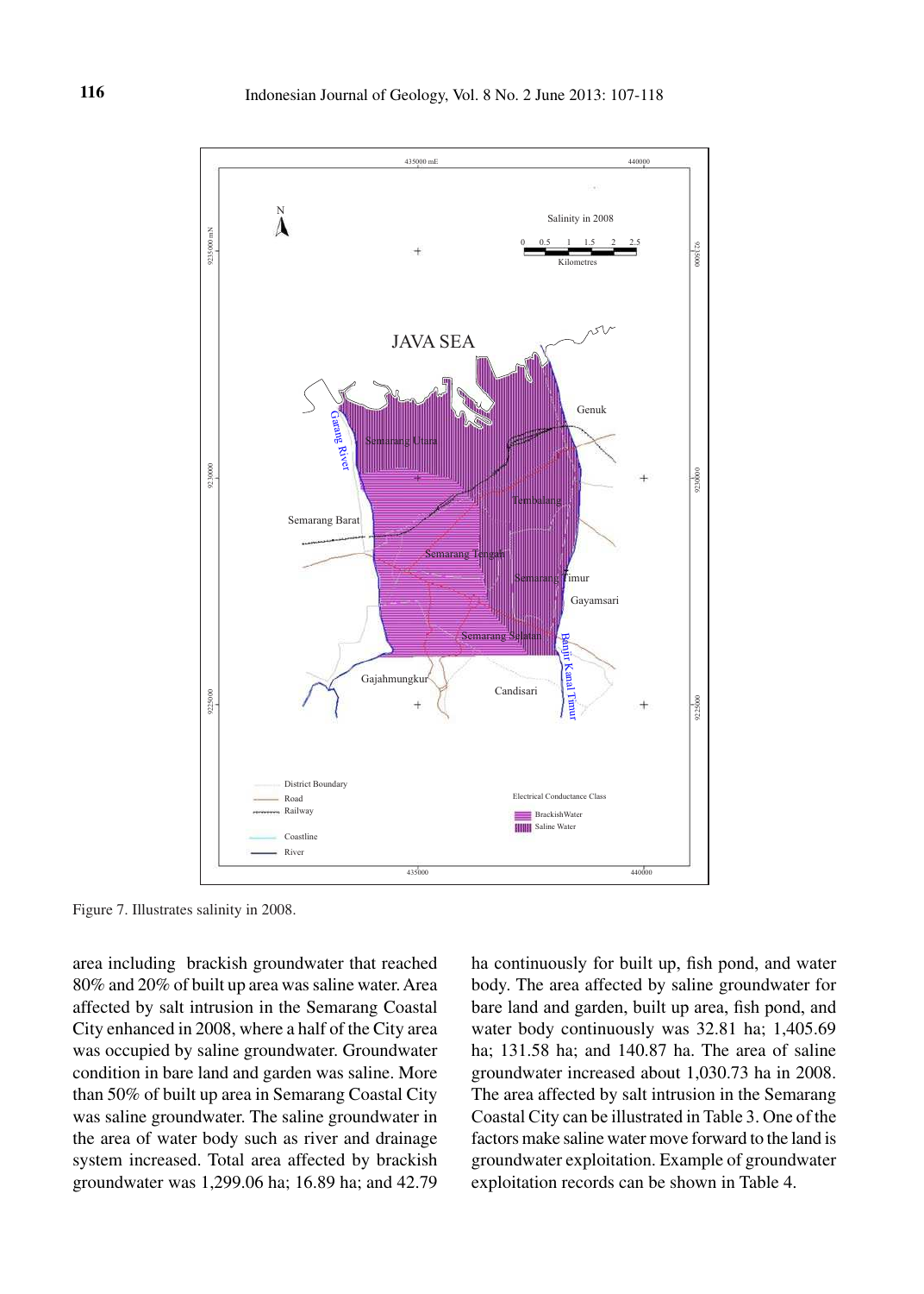Figure 7. Illustrates salinity in 2008.

area including brackish groundwater that reached 80% and 20% of built up area was saline water. Area affected by salt intrusion in the Semarang Coastal City enhanced in 2008, where a half of the City area was occupied by saline groundwater. Groundwater condition in bare land and garden was saline. More than 50% of built up area in Semarang Coastal City was saline groundwater. The saline groundwater in the area of water body such as river and drainage system increased. Total area affected by brackish groundwater was 1,299.06 ha; 16.89 ha; and 42.79 ha continuously for built up, fish pond, and water body. The area affected by saline groundwater for bare land and garden, built up area, fish pond, and water body continuously was 32.81 ha; 1,405.69 ha; 131.58 ha; and 140.87 ha. The area of saline groundwater increased about 1,030.73 ha in 2008. The area affected by salt intrusion in the Semarang Coastal City can be illustrated in Table 3. One of the factors make saline water move forward to the land is groundwater exploitation. Example of groundwater exploitation records can be shown in Table 4.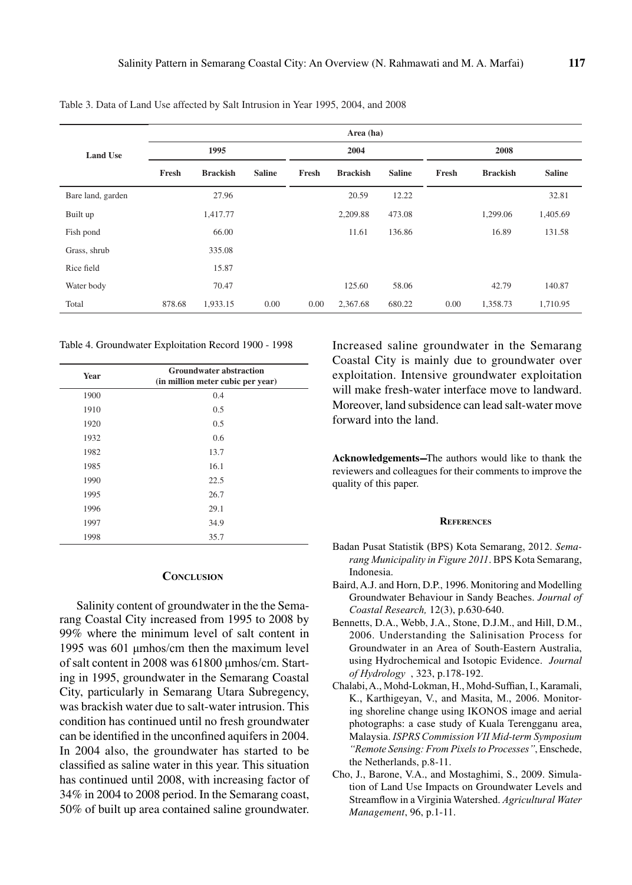Table 3. Data of Land Use affected by Salt Intrusion in Year 1995, 2004, and 2008

| Land Use | Area (ha) | | | | | | | | |
|---|---|---|---|---|---|---|---|---|---|
| | 1995 | | | 2004 | | | 2008 | | |
| | Fresh | Brackish | Saline | Fresh | Brackish | Saline | Fresh | Brackish | Saline |
| Bare land, garden | | 27.96 | | | 20.59 | 12.22 | | | 32.81 |
| Built up | | 1,417.77 | | | 2,209.88 | 473.08 | | 1,299.06 | 1,405.69 |
| Fish pond | | 66.00 | | | 11.61 | 136.86 | | 16.89 | 131.58 |
| Grass, shrub | | 335.08 | | | | | | | |
| Rice field | | 15.87 | | | | | | | |
| Water body | | 70.47 | | | 125.60 | 58.06 | | 42.79 | 140.87 |
| Total | 878.68 | 1,933.15 | 0.00 | 0.00 | 2,367.68 | 680.22 | 0.00 | 1,358.73 | 1,710.95 |

Table 4. Groundwater Exploitation Record 1900 - 1998

| Year | Groundwater abstraction (in million meter cubic per year) |
|---|---|
| 1900 | 0.4 |
| 1910 | 0.5 |
| 1920 | 0.5 |
| 1932 | 0.6 |
| 1982 | 13.7 |
| 1985 | 16.1 |
| 1990 | 22.5 |
| 1995 | 26.7 |
| 1996 | 29.1 |
| 1997 | 34.9 |
| 1998 | 35.7 |

## Conclusion

Salinity content of groundwater in the the Semarang Coastal City increased from 1995 to 2008 by 99% where the minimum level of salt content in 1995 was 601 µmhos/cm then the maximum level of salt content in 2008 was 61800 µmhos/cm. Starting in 1995, groundwater in the Semarang Coastal City, particularly in Semarang Utara Subregency, was brackish water due to salt-water intrusion. This condition has continued until no fresh groundwater can be identified in the unconfined aquifers in 2004. In 2004 also, the groundwater has started to be classified as saline water in this year. This situation has continued until 2008, with increasing factor of 34% in 2004 to 2008 period. In the Semarang coast, 50% of built up area contained saline groundwater. Increased saline groundwater in the Semarang Coastal City is mainly due to groundwater over exploitation. Intensive groundwater exploitation will make fresh-water interface move to landward. Moreover, land subsidence can lead salt-water move forward into the land.

**Acknowledgements--**The authors would like to thank the reviewers and colleagues for their comments to improve the quality of this paper.

## References

- Badan Pusat Statistik (BPS) Kota Semarang, 2012. *Semarang Municipality in Figure 2011*. BPS Kota Semarang, Indonesia.
- Baird, A.J. and Horn, D.P., 1996. Monitoring and Modelling Groundwater Behaviour in Sandy Beaches. *Journal of Coastal Research,* 12(3), p.630-640.
- Bennetts, D.A., Webb, J.A., Stone, D.J.M., and Hill, D.M., 2006. Understanding the Salinisation Process for Groundwater in an Area of South-Eastern Australia, using Hydrochemical and Isotopic Evidence. *Journal of Hydrology* , 323, p.178-192.
- Chalabi, A., Mohd-Lokman, H., Mohd-Suffian, I., Karamali, K., Karthigeyan, V., and Masita, M., 2006. Monitoring shoreline change using IKONOS image and aerial photographs: a case study of Kuala Terengganu area, Malaysia. *ISPRS Commission VII Mid-term Symposium "Remote Sensing: From Pixels to Processes"*, Enschede, the Netherlands, p.8-11.
- Cho, J., Barone, V.A., and Mostaghimi, S., 2009. Simulation of Land Use Impacts on Groundwater Levels and Streamflow in a Virginia Watershed. *Agricultural Water Management*, 96, p.1-11.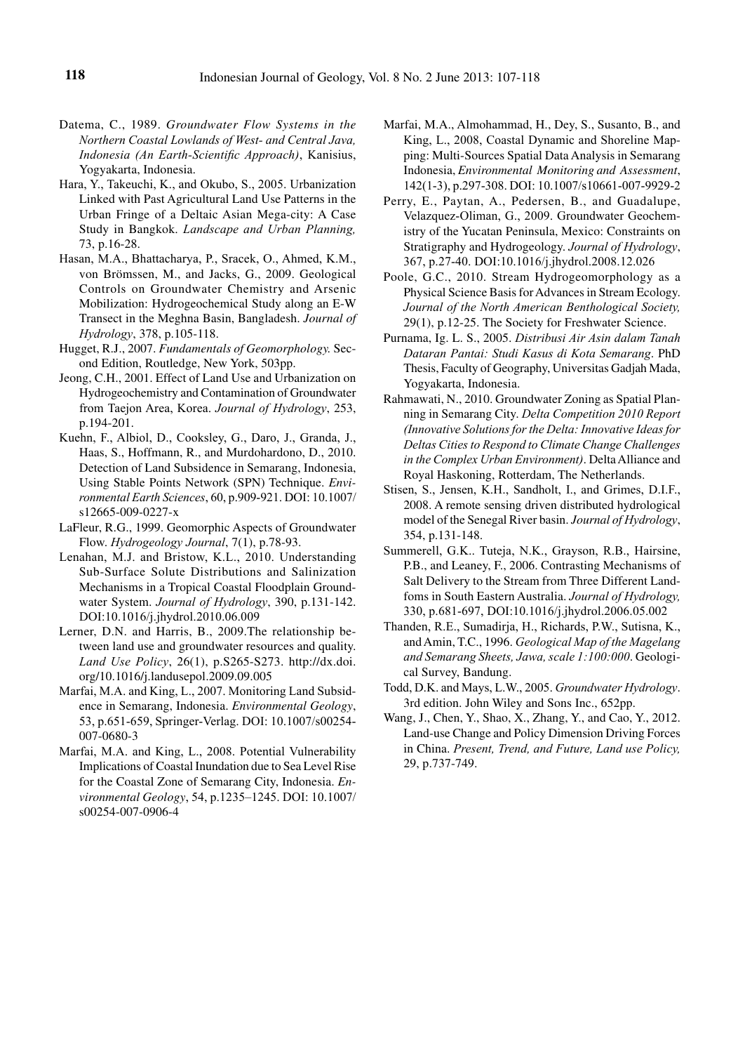Datema, C., 1989. *Groundwater Flow Systems in the Northern Coastal Lowlands of West- and Central Java, Indonesia (An Earth-Scientific Approach)*, Kanisius, Yogyakarta, Indonesia.

Hara, Y., Takeuchi, K., and Okubo, S., 2005. Urbanization Linked with Past Agricultural Land Use Patterns in the Urban Fringe of a Deltaic Asian Mega-city: A Case Study in Bangkok. *Landscape and Urban Planning,* 73, p.16-28.

Hasan, M.A., Bhattacharya, P., Sracek, O., Ahmed, K.M., von Brömssen, M., and Jacks, G., 2009. Geological Controls on Groundwater Chemistry and Arsenic Mobilization: Hydrogeochemical Study along an E-W Transect in the Meghna Basin, Bangladesh. *Journal of Hydrology*, 378, p.105-118.

Hugget, R.J., 2007. *Fundamentals of Geomorphology.* Second Edition, Routledge, New York, 503pp.

Jeong, C.H., 2001. Effect of Land Use and Urbanization on Hydrogeochemistry and Contamination of Groundwater from Taejon Area, Korea. *Journal of Hydrology*, 253, p.194-201.

Kuehn, F., Albiol, D., Cooksley, G., Daro, J., Granda, J., Haas, S., Hoffmann, R., and Murdohardono, D., 2010. Detection of Land Subsidence in Semarang, Indonesia, Using Stable Points Network (SPN) Technique. *Environmental Earth Sciences*, 60, p.909-921. DOI: 10.1007/s12665-009-0227-x

LaFleur, R.G., 1999. Geomorphic Aspects of Groundwater Flow. *Hydrogeology Journal*, 7(1), p.78-93.

Lenahan, M.J. and Bristow, K.L., 2010. Understanding Sub-Surface Solute Distributions and Salinization Mechanisms in a Tropical Coastal Floodplain Groundwater System. *Journal of Hydrology*, 390, p.131-142. DOI:10.1016/j.jhydrol.2010.06.009

Lerner, D.N. and Harris, B., 2009.The relationship between land use and groundwater resources and quality. *Land Use Policy*, 26(1), p.S265-S273. http://dx.doi.org/10.1016/j.landusepol.2009.09.005

Marfai, M.A. and King, L., 2007. Monitoring Land Subsidence in Semarang, Indonesia. *Environmental Geology*, 53, p.651-659, Springer-Verlag. DOI: 10.1007/s00254-007-0680-3

Marfai, M.A. and King, L., 2008. Potential Vulnerability Implications of Coastal Inundation due to Sea Level Rise for the Coastal Zone of Semarang City, Indonesia. *Environmental Geology*, 54, p.1235–1245. DOI: 10.1007/s00254-007-0906-4

Marfai, M.A., Almohammad, H., Dey, S., Susanto, B., and King, L., 2008, Coastal Dynamic and Shoreline Mapping: Multi-Sources Spatial Data Analysis in Semarang Indonesia, *Environmental Monitoring and Assessment*, 142(1-3), p.297-308. DOI: 10.1007/s10661-007-9929-2

Perry, E., Paytan, A., Pedersen, B., and Guadalupe, Velazquez-Oliman, G., 2009. Groundwater Geochemistry of the Yucatan Peninsula, Mexico: Constraints on Stratigraphy and Hydrogeology. *Journal of Hydrology*, 367, p.27-40. DOI:10.1016/j.jhydrol.2008.12.026

Poole, G.C., 2010. Stream Hydrogeomorphology as a Physical Science Basis for Advances in Stream Ecology. *Journal of the North American Benthological Society,* 29(1), p.12-25. The Society for Freshwater Science.

Purnama, Ig. L. S., 2005. *Distribusi Air Asin dalam Tanah Dataran Pantai: Studi Kasus di Kota Semarang*. PhD Thesis, Faculty of Geography, Universitas Gadjah Mada, Yogyakarta, Indonesia.

Rahmawati, N., 2010. Groundwater Zoning as Spatial Planning in Semarang City. *Delta Competition 2010 Report (Innovative Solutions for the Delta: Innovative Ideas for Deltas Cities to Respond to Climate Change Challenges in the Complex Urban Environment)*. Delta Alliance and Royal Haskoning, Rotterdam, The Netherlands.

Stisen, S., Jensen, K.H., Sandholt, I., and Grimes, D.I.F., 2008. A remote sensing driven distributed hydrological model of the Senegal River basin. *Journal of Hydrology*, 354, p.131-148.

Summerell, G.K.. Tuteja, N.K., Grayson, R.B., Hairsine, P.B., and Leaney, F., 2006. Contrasting Mechanisms of Salt Delivery to the Stream from Three Different Landfoms in South Eastern Australia. *Journal of Hydrology,* 330, p.681-697, DOI:10.1016/j.jhydrol.2006.05.002

Thanden, R.E., Sumadirja, H., Richards, P.W., Sutisna, K., and Amin, T.C., 1996. *Geological Map of the Magelang and Semarang Sheets, Jawa, scale 1:100:000*. Geological Survey, Bandung.

Todd, D.K. and Mays, L.W., 2005. *Groundwater Hydrology*. 3rd edition. John Wiley and Sons Inc., 652pp.

Wang, J., Chen, Y., Shao, X., Zhang, Y., and Cao, Y., 2012. Land-use Change and Policy Dimension Driving Forces in China. *Present, Trend, and Future, Land use Policy,* 29, p.737-749.